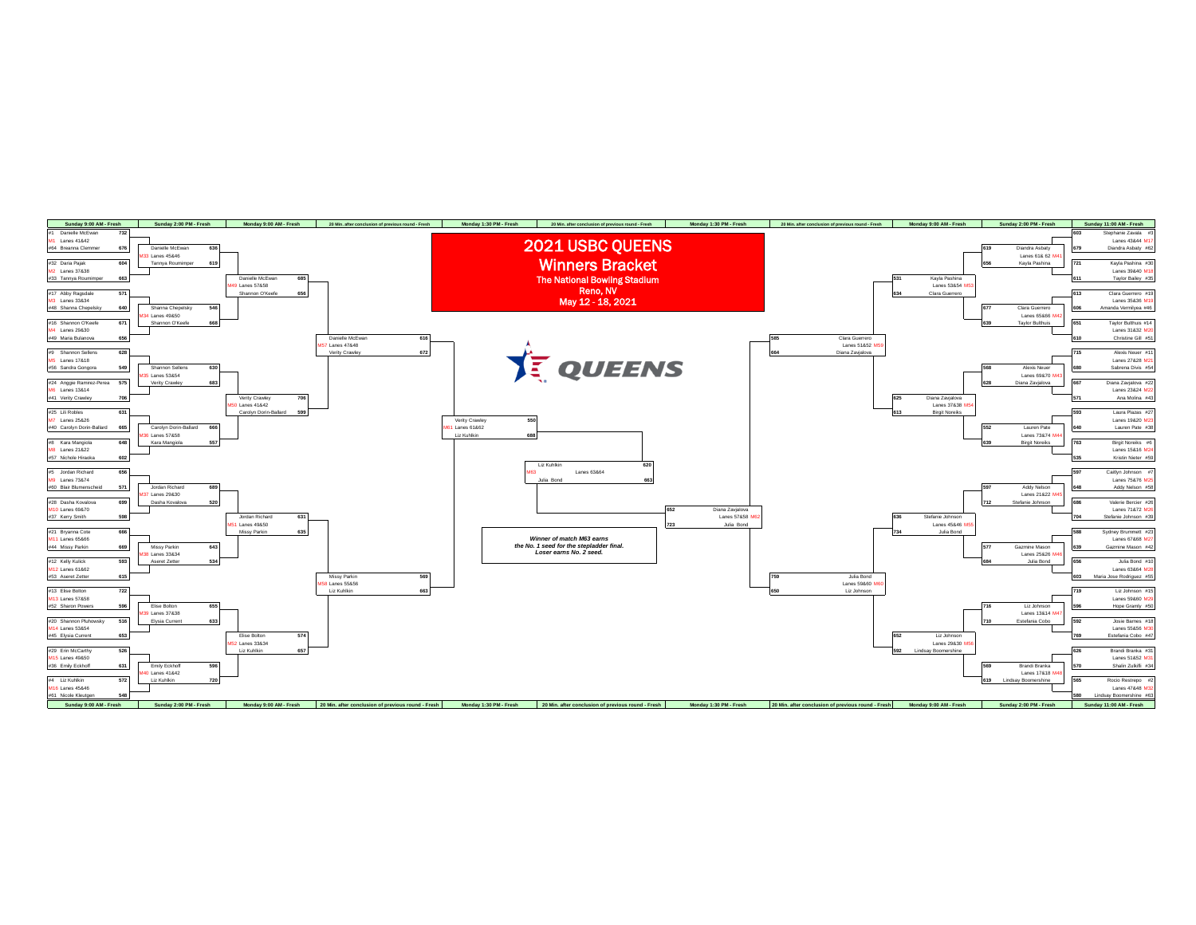# 2021 USBC QUEENS

## Winners Bracket

**The National Bowling Stadium**

**Reno, NV**

**May 12 - 18, 2021**

QUEENS

### Left Side

**Sunday 9:00 AM - Fresh**

| Match | Lanes | Bowler | Score | Bowler | Score |
|---|---|---|---|---|---|
| M1 | Lanes 41&42 | #1 Danielle McEwan | 732 | #64 Breanna Clemmer | 676 |
| M2 | Lanes 37&38 | #32 Daria Pajak | 604 | #33 Tannya Roumimper | 663 |
| M3 | Lanes 33&34 | #17 Abby Ragsdale | 571 | #48 Shanna Chepelsky | 640 |
| M4 | Lanes 29&30 | #16 Shannon O'Keefe | 671 | #49 Maria Bulanova | 656 |
| M5 | Lanes 17&18 | #9 Shannon Sellens | 628 | #56 Sandra Gongora | 549 |
| M6 | Lanes 13&14 | #24 Anggie Ramirez-Perea | 575 | #41 Verity Crawley | 706 |
| M7 | Lanes 25&26 | #25 Lili Robles | 631 | #40 Carolyn Dorin-Ballard | 665 |
| M8 | Lanes 21&22 | #8 Kara Mangiola | 648 | #57 Nichole Hinaoka | 602 |
| M9 | Lanes 73&74 | #5 Jordan Richard | 656 | #60 Blair Blumenscheid | 571 |
| M10 | Lanes 69&70 | #28 Dasha Kovalova | 699 | #37 Kerry Smith | 598 |
| M11 | Lanes 65&66 | #21 Bryanna Cote | 666 | #44 Missy Parkin | 669 |
| M12 | Lanes 61&62 | #12 Kelly Kulick | 593 | #53 Aseret Zetter | 615 |
| M13 | Lanes 57&58 | #13 Elise Bolton | 722 | #52 Sharon Powers | 596 |
| M14 | Lanes 53&54 | #20 Shannon Pluhowsky | 516 | #45 Elysia Current | 653 |
| M15 | Lanes 49&50 | #29 Erin McCarthy | 526 | #36 Emily Eckhoff | 631 |
| M16 | Lanes 45&46 | #4 Liz Kuhlkin | 572 | #61 Nicole Kleutgen | 548 |

**Sunday 2:00 PM - Fresh**

| Match | Lanes | Bowler | Score | Bowler | Score |
|---|---|---|---|---|---|
| M33 | Lanes 45&46 | Danielle McEwan | 636 | Tannya Roumimper | 619 |
| M34 | Lanes 49&50 | Shanna Chepelsky | 546 | Shannon O'Keefe | 668 |
| M35 | Lanes 53&54 | Shannon Sellens | 630 | Verity Crawley | 683 |
| M36 | Lanes 57&58 | Carolyn Dorin-Ballard | 668 | Kara Mangiola | 557 |
| M37 | Lanes 29&30 | Jordan Richard | 689 | Dasha Kovalova | 520 |
| M38 | Lanes 33&34 | Missy Parkin | 643 | Aseret Zetter | 534 |
| M39 | Lanes 37&38 | Elise Bolton | 655 | Elysia Current | 633 |
| M40 | Lanes 41&42 | Emily Eckhoff | 596 | Liz Kuhlkin | 720 |

**Monday 9:00 AM - Fresh**

| Match | Lanes | Bowler | Score | Bowler | Score |
|---|---|---|---|---|---|
| M49 | Lanes 57&58 | Danielle McEwan | 685 | Shannon O'Keefe | 656 |
| M50 | Lanes 41&42 | Verity Crawley | 706 | Carolyn Dorin-Ballard | 599 |
| M51 | Lanes 49&50 | Jordan Richard | 631 | Missy Parkin | 635 |
| M52 | Lanes 33&34 | Elise Bolton | 574 | Liz Kuhlkin | 657 |

**20 Min. after conclusion of previous round - Fresh**

| Match | Lanes | Bowler | Score | Bowler | Score |
|---|---|---|---|---|---|
| M57 | Lanes 47&48 | Danielle McEwan | 616 | Verity Crawley | 672 |
| M58 | Lanes 55&56 | Missy Parkin | 569 | Liz Kuhlkin | 663 |

**Monday 1:30 PM - Fresh**

| Match | Lanes | Bowler | Score | Bowler | Score |
|---|---|---|---|---|---|
| M61 | Lanes 61&62 | Verity Crawley | 550 | Liz Kuhlkin | 688 |

### Right Side

**Sunday 11:00 AM - Fresh**

| Match | Lanes | Bowler | Score | Bowler | Score |
|---|---|---|---|---|---|
| M17 | Lanes 43&44 | Stephanie Zavala #3 | 603 | Diandra Asbaty #62 | 679 |
| M18 | Lanes 39&40 | Kayla Pashina #30 | 721 | Taylor Bailey #35 | 611 |
| M19 | Lanes 35&36 | Clara Guerrero #19 | 613 | Amanda Vermilyea #46 | 606 |
| M20 | Lanes 31&32 | Taylor Bulthuis #14 | 651 | Christine Gill #51 | 610 |
| M21 | Lanes 27&28 | Alexis Neuer #11 | 715 | Sabrena Divis #54 | 680 |
| M22 | Lanes 23&24 | Diana Zavjalova #22 | 667 | Ana Molina #43 | 571 |
| M23 | Lanes 19&20 | Laura Plazas #27 | 593 | Lauren Pate #38 | 640 |
| M24 | Lanes 15&16 | Birgit Noreiks #6 | 763 | Kristin Nieter #59 | 535 |
| M25 | Lanes 75&76 | Caitlyn Johnson #7 | 597 | Addy Nelson #58 | 648 |
| M26 | Lanes 71&72 | Valerie Bercier #26 | 686 | Stefanie Johnson #39 | 704 |
| M27 | Lanes 67&68 | Sydney Brummett #23 | 588 | Gazmine Mason #42 | 639 |
| M28 | Lanes 63&64 | Julia Bond #10 | 656 | Maria Jose Rodriguez #55 | 603 |
| M29 | Lanes 59&60 | Liz Johnson #15 | 719 | Hope Gramly #50 | 596 |
| M30 | Lanes 55&56 | Josie Barnes #18 | 592 | Estefania Cobo #47 | 769 |
| M31 | Lanes 51&52 | Brandi Branka #31 | 626 | Shalin Zulkifli #34 | 570 |
| M32 | Lanes 47&48 | Rocio Restrepo #2 | 565 | Lindsay Boomershine #63 | 580 |

**Sunday 2:00 PM - Fresh**

| Match | Lanes | Bowler | Score | Bowler | Score |
|---|---|---|---|---|---|
| M41 | Lanes 61& 62 | Diandra Asbaty | 619 | Kayla Pashina | 656 |
| M42 | Lanes 65&66 | Clara Guerrero | 677 | Taylor Bulthuis | 639 |
| M43 | Lanes 69&70 | Alexis Neuer | 568 | Diana Zavjalova | 628 |
| M44 | Lanes 73&74 | Lauren Pate | 552 | Birgit Noreiks | 639 |
| M45 | Lanes 21&22 | Addy Nelson | 597 | Stefanie Johnson | 712 |
| M46 | Lanes 25&26 | Gazmine Mason | 577 | Julia Bond | 684 |
| M47 | Lanes 13&14 | Liz Johnson | 716 | Estefania Cobo | 710 |
| M48 | Lanes 17&18 | Brandi Branka | 569 | Lindsay Boomershine | 619 |

**Monday 9:00 AM - Fresh**

| Match | Lanes | Bowler | Score | Bowler | Score |
|---|---|---|---|---|---|
| M53 | Lanes 53&54 | Kayla Pashina | 531 | Clara Guerrero | 634 |
| M54 | Lanes 37&38 | Diana Zavjalova | 625 | Birgit Noreiks | 613 |
| M55 | Lanes 45&46 | Stefanie Johnson | 636 | Julia Bond | 734 |
| M56 | Lanes 29&30 | Liz Johnson | 652 | Lindsay Boomershine | 592 |

**20 Min. after conclusion of previous round - Fresh**

| Match | Lanes | Bowler | Score | Bowler | Score |
|---|---|---|---|---|---|
| M59 | Lanes 51&52 | Clara Guerrero | 585 | Diana Zavjalova | 664 |
| M60 | Lanes 59&60 | Julia Bond | 759 | Liz Johnson | 650 |

**Monday 1:30 PM - Fresh**

| Match | Lanes | Bowler | Score | Bowler | Score |
|---|---|---|---|---|---|
| M62 | Lanes 57&58 | Diana Zavjalova | 652 | Julia Bond | 723 |

### Final

**20 Min. after conclusion of previous round - Fresh**

| Match | Lanes | Bowler | Score | Bowler | Score |
|---|---|---|---|---|---|
| M63 | Lanes 63&64 | Liz Kuhlkin | 620 | Julia Bond | 663 |

***Winner of match M63 earns the No. 1 seed for the stepladder final. Loser earns No. 2 seed.***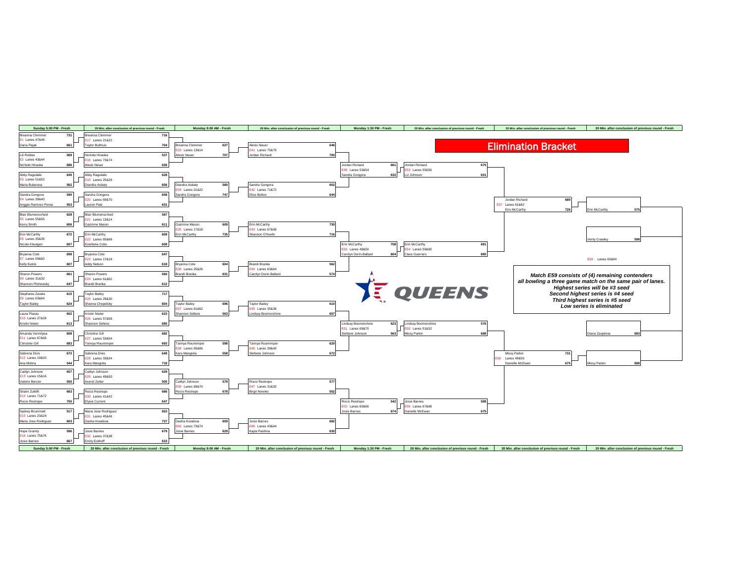# Elimination Bracket

## Sunday 5:00 PM - Fresh

| Match | Lanes | Bowler | Score | Bowler | Score |
|---|---|---|---|---|---|
| E1 | Lanes 47&48 | Breanna Clemmer | 731 | Daria Pajak | 661 |
| E2 | Lanes 43&44 | Lili Robles | 569 | Nichole Hiraoka | 686 |
| E3 | Lanes 51&52 | Abby Ragsdale | 645 | Maria Bulanova | 562 |
| E4 | Lanes 39&40 | Sandra Gongora | 590 | Anggie Ramirez-Perea | 553 |
| E5 | Lanes 55&56 | Blair Blumenscheid | 628 | Kerry Smith | 606 |
| E6 | Lanes 35&36 | Erin McCarthy | 672 | Nicole Kleutgen | 607 |
| E7 | Lanes 59&60 | Bryanna Cote | 698 | Kelly Kulick | 607 |
| E8 | Lanes 31&32 | Sharon Powers | 661 | Shannon Pluhowsky | 647 |
| E9 | Lanes 63&64 | Stephanie Zavala | 615 | Taylor Bailey | 624 |
| E10 | Lanes 27&28 | Laura Plazas | 602 | Kristin Nieter | 613 |
| E11 | Lanes 67&68 | Amanda Vermilyea | 608 | Christine Gill | 683 |
| E12 | Lanes 19&20 | Sabrena Divis | 672 | Ana Molina | 544 |
| E13 | Lanes 15&16 | Caitlyn Johnson | 657 | Valerie Bercier | 550 |
| E14 | Lanes 71&72 | Shalin Zulkifli | 663 | Rocio Restrepo | 750 |
| E15 | Lanes 23&24 | Sydney Brummett | 517 | Maria Jose Rodriguez | 603 |
| E16 | Lanes 75&76 | Hope Gramly | 596 | Josie Barnes | 667 |

## 20 Min. after conclusion of previous round - Fresh

| Match | Lanes | Bowler | Score | Bowler | Score |
|---|---|---|---|---|---|
| E17 | Lanes 21&22 | Breanna Clemmer | 716 | Taylor Bulthuis | 704 |
| E18 | Lanes 73&74 | Nichole Hiraoka | 537 | Alexis Neuer | 626 |
| E19 | Lanes 25&26 | Abby Ragsdale | 628 | Diandra Asbaty | 656 |
| E20 | Lanes 69&70 | Sandra Gongora | 658 | Lauren Pate | 631 |
| E21 | Lanes 13&14 | Blair Blumenscheid | 567 | Gazmine Mason | 611 |
| E22 | Lanes 65&66 | Erin McCarthy | 609 | Estefania Cobo | 608 |
| E23 | Lanes 17&18 | Bryanna Cote | 647 | Addy Nelson | 618 |
| E24 | Lanes 61&62 | Sharon Powers | 560 | Brandi Branka | 612 |
| E25 | Lanes 29&30 | Taylor Bailey | 717 | Shanna Chepelsky | 604 |
| E26 | Lanes 57&58 | Kristin Nieter | 623 | Shannon Sellens | 685 |
| E27 | Lanes 53&54 | Christine Gill | 682 | Tannya Roumimper | 693 |
| E28 | Lanes 33&34 | Sabrena Divis | 649 | Kara Mangiola | 718 |
| E29 | Lanes 49&50 | Caitlyn Johnson | 629 | Aseret Zetter | 505 |
| E30 | Lanes 41&42 | Rocio Restrepo | 686 | Elysia Current | 647 |
| E31 | Lanes 45&46 | Maria Jose Rodriguez | 653 | Dasha Kovalova | 727 |
| E32 | Lanes 37&38 | Josie Barnes | 679 | Emily Eckhoff | 633 |

## Monday 9:00 AM - Fresh

| Match | Lanes | Bowler | Score | Bowler | Score |
|---|---|---|---|---|---|
| E33 | Lanes 13&14 | Breanna Clemmer | 627 | Alexis Neuer | 707 |
| E34 | Lanes 21&22 | Diandra Asbaty | 580 | Sandra Gongora | 747 |
| E35 | Lanes 17&18 | Gazmine Mason | 609 | Erin McCarthy | 735 |
| E36 | Lanes 25&26 | Bryanna Cote | 604 | Brandi Branka | 631 |
| E37 | Lanes 61&62 | Taylor Bailey | 696 | Shannon Sellens | 563 |
| E38 | Lanes 65&66 | Tannya Roumimper | 598 | Kara Mangiola | 558 |
| E39 | Lanes 69&70 | Caitlyn Johnson | 579 | Rocio Restrepo | 678 |
| E40 | Lanes 73&74 | Dasha Kovalova | 609 | Josie Barnes | 629 |

## 20 Min. after conclusion of previous round - Fresh

| Match | Lanes | Bowler | Score | Bowler | Score |
|---|---|---|---|---|---|
| E41 | Lanes 75&76 | Alexis Neuer | 646 | Jordan Richard | 700 |
| E42 | Lanes 71&72 | Sandra Gongora | 652 | Elise Bolton | 644 |
| E43 | Lanes 67&68 | Erin McCarthy | 730 | Shannon O'Keefe | 716 |
| E44 | Lanes 63&64 | Brandi Branka | 562 | Carolyn Dorin-Ballard | 574 |
| E45 | Lanes 35&36 | Taylor Bailey | 610 | Lindsay Boomershine | 657 |
| E46 | Lanes 39&40 | Tannya Roumimper | 620 | Stefanie Johnson | 672 |
| E47 | Lanes 31&32 | Rocio Restrepo | 577 | Birgit Noreiks | 552 |
| E48 | Lanes 43&44 | Josie Barnes | 682 | Kayla Pashina | 630 |

## Monday 1:30 PM - Fresh

| Match | Lanes | Bowler | Score | Bowler | Score |
|---|---|---|---|---|---|
| E49 | Lanes 53&54 | Jordan Richard | 661 | Sandra Gongora | 632 |
| E50 | Lanes 49&50 | Erin McCarthy | 708 | Carolyn Dorin-Ballard | 604 |
| E51 | Lanes 69&70 | Lindsay Boomershine | 623 | Stefanie Johnson | 563 |
| E52 | Lanes 65&66 | Rocio Restrepo | 542 | Josie Barnes | 674 |

## 20 Min. after conclusion of previous round - Fresh

| Match | Lanes | Bowler | Score | Bowler | Score |
|---|---|---|---|---|---|
| E53 | Lanes 55&56 | Jordan Richard | 675 | Liz Johnson | 631 |
| E54 | Lanes 59&60 | Erin McCarthy | 691 | Clara Guerrero | 680 |
| E55 | Lanes 51&52 | Lindsay Boomershine | 576 | Missy Parkin | 688 |
| E56 | Lanes 67&68 | Josie Barnes | 598 | Danielle McEwan | 675 |

## 20 Min. after conclusion of previous round - Fresh

| Match | Lanes | Bowler | Score | Bowler | Score |
|---|---|---|---|---|---|
| E57 | Lanes 61&62 | Jordan Richard | 689 | Erin McCarthy | 726 |
| E58 | Lanes 49&50 | Missy Parkin | 731 | Danielle McEwan | 675 |

## 20 Min. after conclusion of previous round - Fresh

E59 Lanes 63&64

| Bowler | Score |
|---|---|
| Erin McCarthy | 575 |
| Verity Crawley | 598 |
| Diana Zavjalova | 683 |
| Missy Parkin | 688 |

QUEENS

***Match E59 consists of (4) remaining contenders all bowling a three game match on the same pair of lanes.***
***Highest series will be #3 seed***
***Second highest series is #4 seed***
***Third highest series is #5 seed***
***Low series is eliminated***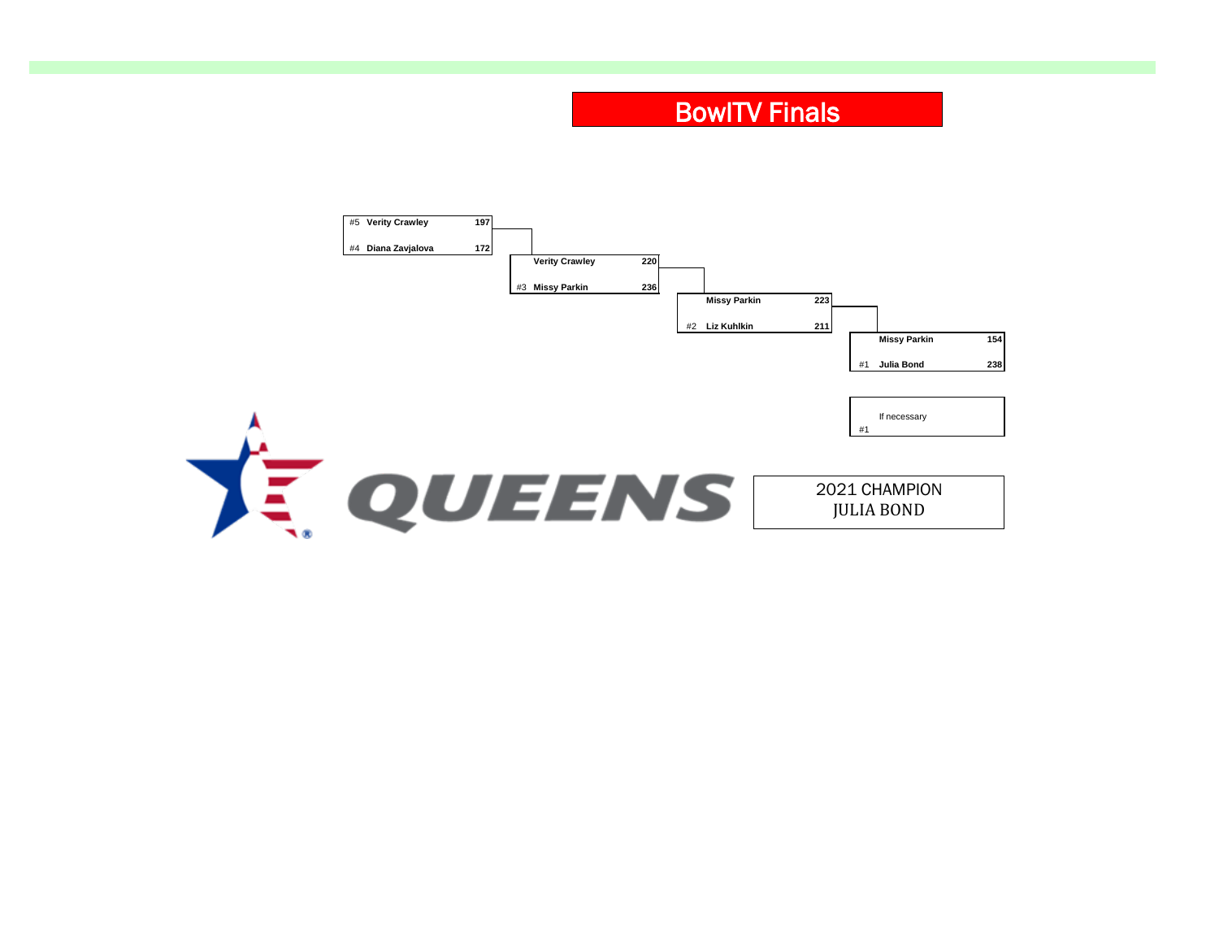# BowlTV Finals

#5 **Verity Crawley** **197**
#4 **Diana Zavjalova** **172**

**Verity Crawley** **220**
#3 **Missy Parkin** **236**

**Missy Parkin** **223**
#2 **Liz Kuhlkin** **211**

**Missy Parkin** **154**
#1 **Julia Bond** **238**

If necessary
#1

QUEENS

2021 CHAMPION
JULIA BOND